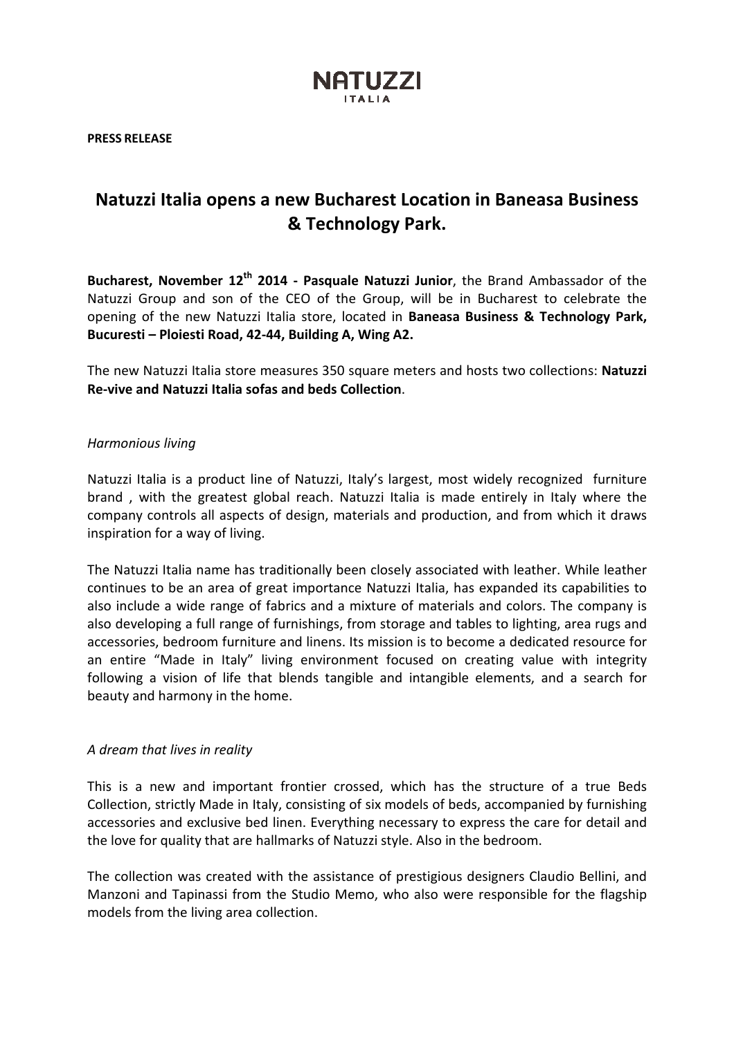NATUZZI
ITALIA

**PRESS RELEASE**

# Natuzzi Italia opens a new Bucharest Location in Baneasa Business & Technology Park.

**Bucharest, November 12th 2014 - Pasquale Natuzzi Junior**, the Brand Ambassador of the Natuzzi Group and son of the CEO of the Group, will be in Bucharest to celebrate the opening of the new Natuzzi Italia store, located in **Baneasa Business & Technology Park, Bucuresti – Ploiesti Road, 42-44, Building A, Wing A2.**

The new Natuzzi Italia store measures 350 square meters and hosts two collections: **Natuzzi Re-vive and Natuzzi Italia sofas and beds Collection**.

*Harmonious living*

Natuzzi Italia is a product line of Natuzzi, Italy's largest, most widely recognized furniture brand , with the greatest global reach. Natuzzi Italia is made entirely in Italy where the company controls all aspects of design, materials and production, and from which it draws inspiration for a way of living.

The Natuzzi Italia name has traditionally been closely associated with leather. While leather continues to be an area of great importance Natuzzi Italia, has expanded its capabilities to also include a wide range of fabrics and a mixture of materials and colors. The company is also developing a full range of furnishings, from storage and tables to lighting, area rugs and accessories, bedroom furniture and linens. Its mission is to become a dedicated resource for an entire "Made in Italy" living environment focused on creating value with integrity following a vision of life that blends tangible and intangible elements, and a search for beauty and harmony in the home.

*A dream that lives in reality*

This is a new and important frontier crossed, which has the structure of a true Beds Collection, strictly Made in Italy, consisting of six models of beds, accompanied by furnishing accessories and exclusive bed linen. Everything necessary to express the care for detail and the love for quality that are hallmarks of Natuzzi style. Also in the bedroom.

The collection was created with the assistance of prestigious designers Claudio Bellini, and Manzoni and Tapinassi from the Studio Memo, who also were responsible for the flagship models from the living area collection.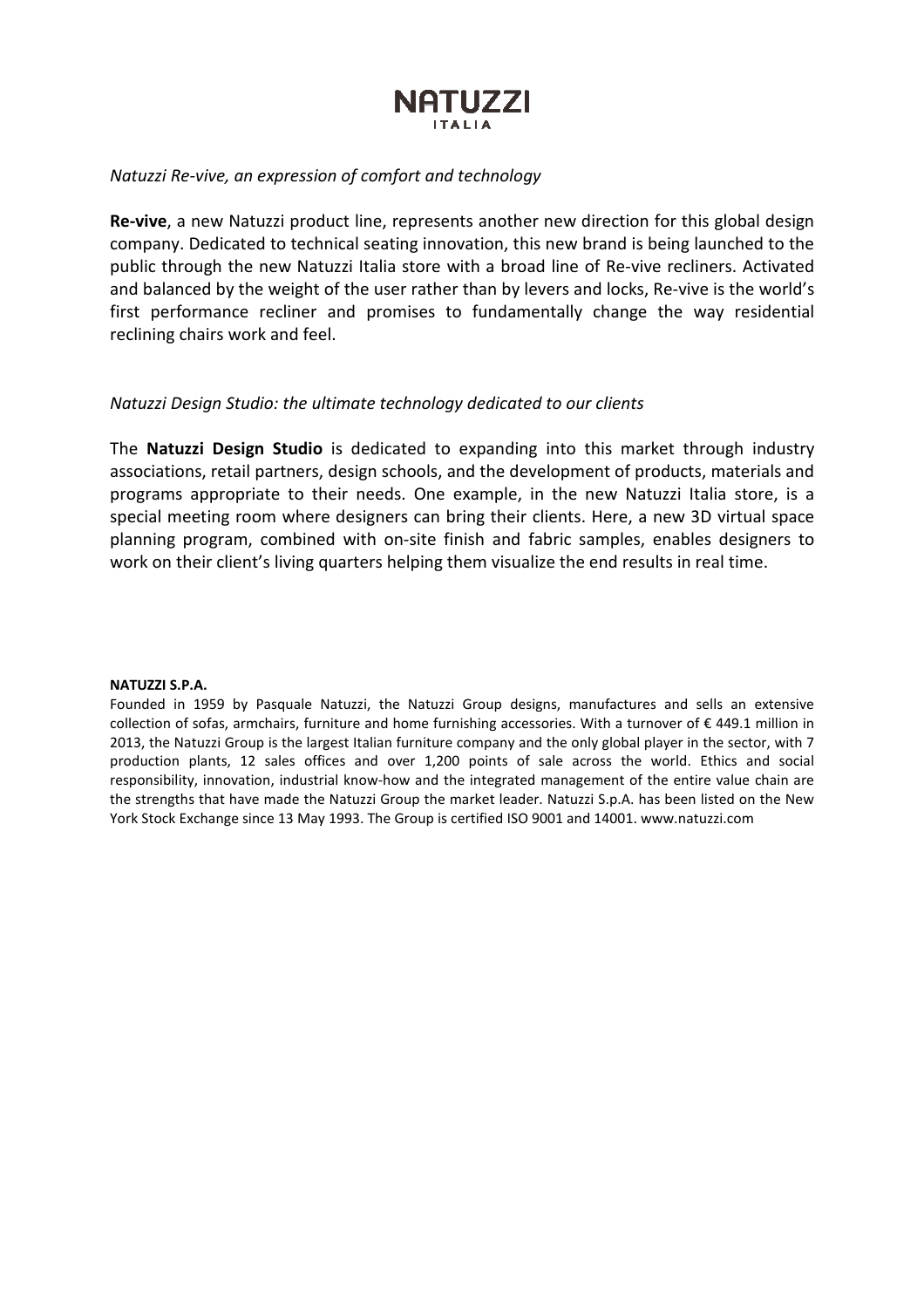*Natuzzi Re-vive, an expression of comfort and technology*

**Re-vive**, a new Natuzzi product line, represents another new direction for this global design company. Dedicated to technical seating innovation, this new brand is being launched to the public through the new Natuzzi Italia store with a broad line of Re-vive recliners. Activated and balanced by the weight of the user rather than by levers and locks, Re-vive is the world's first performance recliner and promises to fundamentally change the way residential reclining chairs work and feel.

*Natuzzi Design Studio: the ultimate technology dedicated to our clients*

The **Natuzzi Design Studio** is dedicated to expanding into this market through industry associations, retail partners, design schools, and the development of products, materials and programs appropriate to their needs. One example, in the new Natuzzi Italia store, is a special meeting room where designers can bring their clients. Here, a new 3D virtual space planning program, combined with on-site finish and fabric samples, enables designers to work on their client's living quarters helping them visualize the end results in real time.

**NATUZZI S.P.A.**

Founded in 1959 by Pasquale Natuzzi, the Natuzzi Group designs, manufactures and sells an extensive collection of sofas, armchairs, furniture and home furnishing accessories. With a turnover of € 449.1 million in 2013, the Natuzzi Group is the largest Italian furniture company and the only global player in the sector, with 7 production plants, 12 sales offices and over 1,200 points of sale across the world. Ethics and social responsibility, innovation, industrial know-how and the integrated management of the entire value chain are the strengths that have made the Natuzzi Group the market leader. Natuzzi S.p.A. has been listed on the New York Stock Exchange since 13 May 1993. The Group is certified ISO 9001 and 14001. www.natuzzi.com